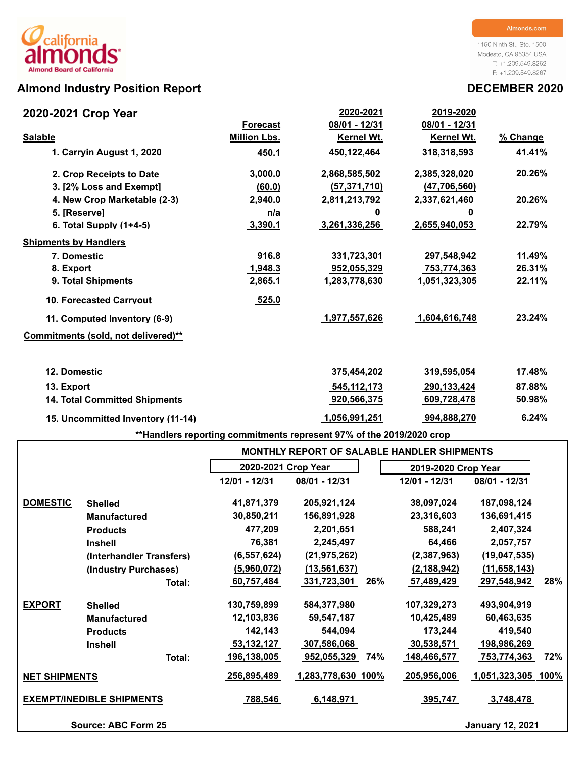california almonds
Almond Board of California

Almonds.com

1150 Ninth St., Ste. 1500
Modesto, CA 95354 USA
T: +1.209.549.8262
F: +1.209.549.8267

# Almond Industry Position Report

**DECEMBER 2020**

## 2020-2021 Crop Year

| Salable | Forecast Million Lbs. | 2020-2021 08/01 - 12/31 Kernel Wt. | 2019-2020 08/01 - 12/31 Kernel Wt. | % Change |
|---|---|---|---|---|
| 1. Carryin August 1, 2020 | 450.1 | 450,122,464 | 318,318,593 | 41.41% |
| 2. Crop Receipts to Date | 3,000.0 | 2,868,585,502 | 2,385,328,020 | 20.26% |
| 3. [2% Loss and Exempt] | (60.0) | (57,371,710) | (47,706,560) | |
| 4. New Crop Marketable (2-3) | 2,940.0 | 2,811,213,792 | 2,337,621,460 | 20.26% |
| 5. [Reserve] | n/a | 0 | 0 | |
| 6. Total Supply (1+4-5) | 3,390.1 | 3,261,336,256 | 2,655,940,053 | 22.79% |
| **Shipments by Handlers** | | | | |
| 7. Domestic | 916.8 | 331,723,301 | 297,548,942 | 11.49% |
| 8. Export | 1,948.3 | 952,055,329 | 753,774,363 | 26.31% |
| 9. Total Shipments | 2,865.1 | 1,283,778,630 | 1,051,323,305 | 22.11% |
| 10. Forecasted Carryout | 525.0 | | | |
| 11. Computed Inventory (6-9) | | 1,977,557,626 | 1,604,616,748 | 23.24% |
| **Commitments (sold, not delivered)\*\*** | | | | |
| 12. Domestic | | 375,454,202 | 319,595,054 | 17.48% |
| 13. Export | | 545,112,173 | 290,133,424 | 87.88% |
| 14. Total Committed Shipments | | 920,566,375 | 609,728,478 | 50.98% |
| 15. Uncommitted Inventory (11-14) | | 1,056,991,251 | 994,888,270 | 6.24% |

**\*\*Handlers reporting commitments represent 97% of the 2019/2020 crop**

### MONTHLY REPORT OF SALABLE HANDLER SHIPMENTS

| | | 2020-2021 Crop Year | | | 2019-2020 Crop Year | | |
|---|---|---|---|---|---|---|---|
| | | 12/01 - 12/31 | 08/01 - 12/31 | | 12/01 - 12/31 | 08/01 - 12/31 | |
| **DOMESTIC** | Shelled | 41,871,379 | 205,921,124 | | 38,097,024 | 187,098,124 | |
| | Manufactured | 30,850,211 | 156,891,928 | | 23,316,603 | 136,691,415 | |
| | Products | 477,209 | 2,201,651 | | 588,241 | 2,407,324 | |
| | Inshell | 76,381 | 2,245,497 | | 64,466 | 2,057,757 | |
| | (Interhandler Transfers) | (6,557,624) | (21,975,262) | | (2,387,963) | (19,047,535) | |
| | (Industry Purchases) | (5,960,072) | (13,561,637) | | (2,188,942) | (11,658,143) | |
| | Total: | 60,757,484 | 331,723,301 | 26% | 57,489,429 | 297,548,942 | 28% |
| **EXPORT** | Shelled | 130,759,899 | 584,377,980 | | 107,329,273 | 493,904,919 | |
| | Manufactured | 12,103,836 | 59,547,187 | | 10,425,489 | 60,463,635 | |
| | Products | 142,143 | 544,094 | | 173,244 | 419,540 | |
| | Inshell | 53,132,127 | 307,586,068 | | 30,538,571 | 198,986,269 | |
| | Total: | 196,138,005 | 952,055,329 | 74% | 148,466,577 | 753,774,363 | 72% |
| **NET SHIPMENTS** | | 256,895,489 | 1,283,778,630 | 100% | 205,956,006 | 1,051,323,305 | 100% |
| **EXEMPT/INEDIBLE SHIPMENTS** | | 788,546 | 6,148,971 | | 395,747 | 3,748,478 | |

Source: ABC Form 25

January 12, 2021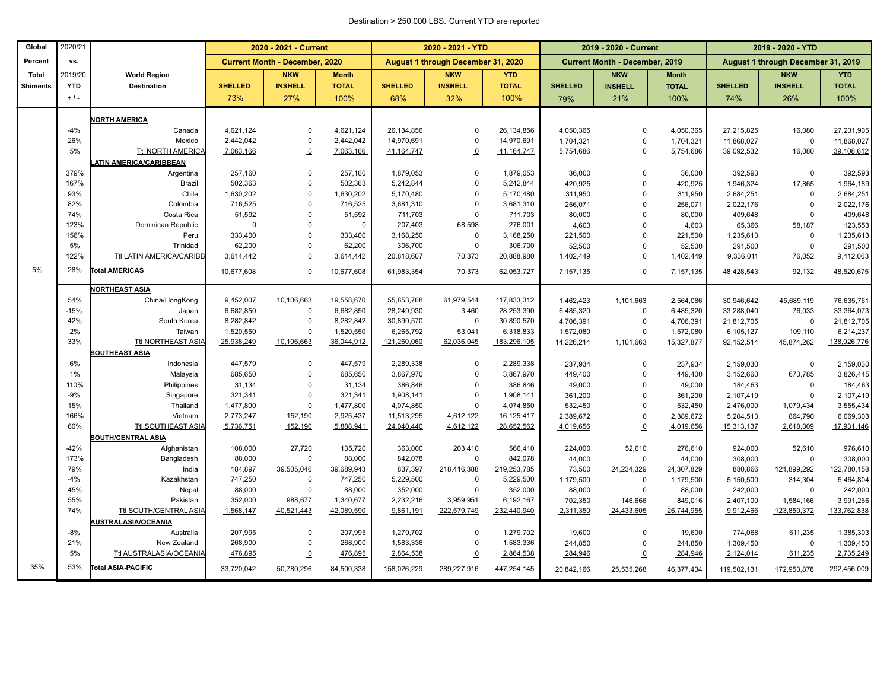Destination > 250,000 LBS. Current YTD are reported

| Global Percent Total Shiments | 2020/21 vs. 2019/20 YTD + / - | World Region Destination | 2020 - 2021 - Current Current Month - December, 2020 SHELLED 73% | NKW INSHELL 27% | Month TOTAL 100% | 2020 - 2021 - YTD August 1 through December 31, 2020 SHELLED 68% | NKW INSHELL 32% | YTD TOTAL 100% | 2019 - 2020 - Current Current Month - December, 2019 SHELLED 79% | NKW INSHELL 21% | Month TOTAL 100% | 2019 - 2020 - YTD August 1 through December 31, 2019 SHELLED 74% | NKW INSHELL 26% | YTD TOTAL 100% |
|---|---|---|---|---|---|---|---|---|---|---|---|---|---|---|
| | | **NORTH AMERICA** | | | | | | | | | | | | |
| | -4% | Canada | 4,621,124 | 0 | 4,621,124 | 26,134,856 | 0 | 26,134,856 | 4,050,365 | 0 | 4,050,365 | 27,215,825 | 16,080 | 27,231,905 |
| | 26% | Mexico | 2,442,042 | 0 | 2,442,042 | 14,970,691 | 0 | 14,970,691 | 1,704,321 | 0 | 1,704,321 | 11,868,027 | 0 | 11,868,027 |
| | 5% | Ttl NORTH AMERICA | 7,063,166 | 0 | 7,063,166 | 41,164,747 | 0 | 41,164,747 | 5,754,686 | 0 | 5,754,686 | 39,092,532 | 16,080 | 39,108,612 |
| | | **LATIN AMERICA/CARIBBEAN** | | | | | | | | | | | | |
| | 379% | Argentina | 257,160 | 0 | 257,160 | 1,879,053 | 0 | 1,879,053 | 36,000 | 0 | 36,000 | 392,593 | 0 | 392,593 |
| | 167% | Brazil | 502,363 | 0 | 502,363 | 5,242,844 | 0 | 5,242,844 | 420,925 | 0 | 420,925 | 1,946,324 | 17,865 | 1,964,189 |
| | 93% | Chile | 1,630,202 | 0 | 1,630,202 | 5,170,480 | 0 | 5,170,480 | 311,950 | 0 | 311,950 | 2,684,251 | 0 | 2,684,251 |
| | 82% | Colombia | 716,525 | 0 | 716,525 | 3,681,310 | 0 | 3,681,310 | 256,071 | 0 | 256,071 | 2,022,176 | 0 | 2,022,176 |
| | 74% | Costa Rica | 51,592 | 0 | 51,592 | 711,703 | 0 | 711,703 | 80,000 | 0 | 80,000 | 409,648 | 0 | 409,648 |
| | 123% | Dominican Republic | 0 | 0 | 0 | 207,403 | 68,598 | 276,001 | 4,603 | 0 | 4,603 | 65,366 | 58,187 | 123,553 |
| | 156% | Peru | 333,400 | 0 | 333,400 | 3,168,250 | 0 | 3,168,250 | 221,500 | 0 | 221,500 | 1,235,613 | 0 | 1,235,613 |
| | 5% | Trinidad | 62,200 | 0 | 62,200 | 306,700 | 0 | 306,700 | 52,500 | 0 | 52,500 | 291,500 | 0 | 291,500 |
| | 122% | Ttl LATIN AMERICA/CARIBB | 3,614,442 | 0 | 3,614,442 | 20,818,607 | 70,373 | 20,888,980 | 1,402,449 | 0 | 1,402,449 | 9,336,011 | 76,052 | 9,412,063 |
| 5% | 28% | **Total AMERICAS** | 10,677,608 | 0 | 10,677,608 | 61,983,354 | 70,373 | 62,053,727 | 7,157,135 | 0 | 7,157,135 | 48,428,543 | 92,132 | 48,520,675 |
| | | **NORTHEAST ASIA** | | | | | | | | | | | | |
| | 54% | China/HongKong | 9,452,007 | 10,106,663 | 19,558,670 | 55,853,768 | 61,979,544 | 117,833,312 | 1,462,423 | 1,101,663 | 2,564,086 | 30,946,642 | 45,689,119 | 76,635,761 |
| | -15% | Japan | 6,682,850 | 0 | 6,682,850 | 28,249,930 | 3,460 | 28,253,390 | 6,485,320 | 0 | 6,485,320 | 33,288,040 | 76,033 | 33,364,073 |
| | 42% | South Korea | 8,282,842 | 0 | 8,282,842 | 30,890,570 | 0 | 30,890,570 | 4,706,391 | 0 | 4,706,391 | 21,812,705 | 0 | 21,812,705 |
| | 2% | Taiwan | 1,520,550 | 0 | 1,520,550 | 6,265,792 | 53,041 | 6,318,833 | 1,572,080 | 0 | 1,572,080 | 6,105,127 | 109,110 | 6,214,237 |
| | 33% | Ttl NORTHEAST ASIA | 25,938,249 | 10,106,663 | 36,044,912 | 121,260,060 | 62,036,045 | 183,296,105 | 14,226,214 | 1,101,663 | 15,327,877 | 92,152,514 | 45,874,262 | 138,026,776 |
| | | **SOUTHEAST ASIA** | | | | | | | | | | | | |
| | 6% | Indonesia | 447,579 | 0 | 447,579 | 2,289,338 | 0 | 2,289,338 | 237,934 | 0 | 237,934 | 2,159,030 | 0 | 2,159,030 |
| | 1% | Malaysia | 685,650 | 0 | 685,650 | 3,867,970 | 0 | 3,867,970 | 449,400 | 0 | 449,400 | 3,152,660 | 673,785 | 3,826,445 |
| | 110% | Philippines | 31,134 | 0 | 31,134 | 386,846 | 0 | 386,846 | 49,000 | 0 | 49,000 | 184,463 | 0 | 184,463 |
| | -9% | Singapore | 321,341 | 0 | 321,341 | 1,908,141 | 0 | 1,908,141 | 361,200 | 0 | 361,200 | 2,107,419 | 0 | 2,107,419 |
| | 15% | Thailand | 1,477,800 | 0 | 1,477,800 | 4,074,850 | 0 | 4,074,850 | 532,450 | 0 | 532,450 | 2,476,000 | 1,079,434 | 3,555,434 |
| | 166% | Vietnam | 2,773,247 | 152,190 | 2,925,437 | 11,513,295 | 4,612,122 | 16,125,417 | 2,389,672 | 0 | 2,389,672 | 5,204,513 | 864,790 | 6,069,303 |
| | 60% | Ttl SOUTHEAST ASIA | 5,736,751 | 152,190 | 5,888,941 | 24,040,440 | 4,612,122 | 28,652,562 | 4,019,656 | 0 | 4,019,656 | 15,313,137 | 2,618,009 | 17,931,146 |
| | | **SOUTH/CENTRAL ASIA** | | | | | | | | | | | | |
| | -42% | Afghanistan | 108,000 | 27,720 | 135,720 | 363,000 | 203,410 | 566,410 | 224,000 | 52,610 | 276,610 | 924,000 | 52,610 | 976,610 |
| | 173% | Bangladesh | 88,000 | 0 | 88,000 | 842,078 | 0 | 842,078 | 44,000 | 0 | 44,000 | 308,000 | 0 | 308,000 |
| | 79% | India | 184,897 | 39,505,046 | 39,689,943 | 837,397 | 218,416,388 | 219,253,785 | 73,500 | 24,234,329 | 24,307,829 | 880,866 | 121,899,292 | 122,780,158 |
| | -4% | Kazakhstan | 747,250 | 0 | 747,250 | 5,229,500 | 0 | 5,229,500 | 1,179,500 | 0 | 1,179,500 | 5,150,500 | 314,304 | 5,464,804 |
| | 45% | Nepal | 88,000 | 0 | 88,000 | 352,000 | 0 | 352,000 | 88,000 | 0 | 88,000 | 242,000 | 0 | 242,000 |
| | 55% | Pakistan | 352,000 | 988,677 | 1,340,677 | 2,232,216 | 3,959,951 | 6,192,167 | 702,350 | 146,666 | 849,016 | 2,407,100 | 1,584,166 | 3,991,266 |
| | 74% | Ttl SOUTH/CENTRAL ASIA | 1,568,147 | 40,521,443 | 42,089,590 | 9,861,191 | 222,579,749 | 232,440,940 | 2,311,350 | 24,433,605 | 26,744,955 | 9,912,466 | 123,850,372 | 133,762,838 |
| | | **AUSTRALASIA/OCEANIA** | | | | | | | | | | | | |
| | -8% | Australia | 207,995 | 0 | 207,995 | 1,279,702 | 0 | 1,279,702 | 19,600 | 0 | 19,600 | 774,068 | 611,235 | 1,385,303 |
| | 21% | New Zealand | 268,900 | 0 | 268,900 | 1,583,336 | 0 | 1,583,336 | 244,850 | 0 | 244,850 | 1,309,450 | 0 | 1,309,450 |
| | 5% | Ttl AUSTRALASIA/OCEANIA | 476,895 | 0 | 476,895 | 2,864,538 | 0 | 2,864,538 | 284,946 | 0 | 284,946 | 2,124,014 | 611,235 | 2,735,249 |
| 35% | 53% | **Total ASIA-PACIFIC** | 33,720,042 | 50,780,296 | 84,500,338 | 158,026,229 | 289,227,916 | 447,254,145 | 20,842,166 | 25,535,268 | 46,377,434 | 119,502,131 | 172,953,878 | 292,456,009 |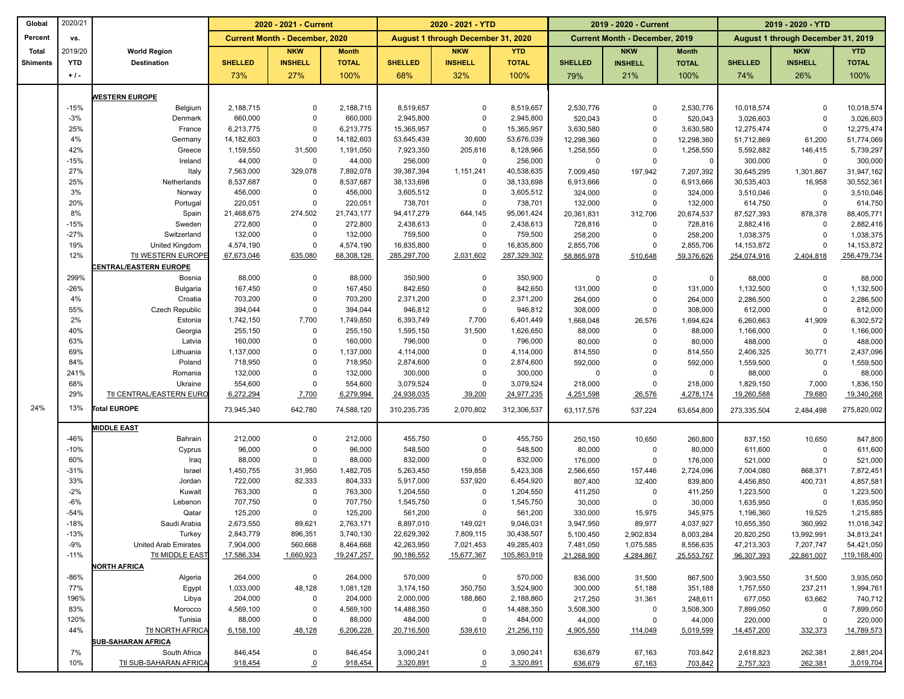| Global Percent Total Shiments | 2020/21 vs. 2019/20 YTD + / - | World Region Destination | 2020 - 2021 - Current | | | 2020 - 2021 - YTD | | | 2019 - 2020 - Current | | | 2019 - 2020 - YTD | | |
|---|---|---|---|---|---|---|---|---|---|---|---|---|---|---|
| | | | Current Month - December, 2020 | | | August 1 through December 31, 2020 | | | Current Month - December, 2019 | | | August 1 through December 31, 2019 | | |
| | | | SHELLED | NKW INSHELL | Month TOTAL | SHELLED | NKW INSHELL | YTD TOTAL | SHELLED | NKW INSHELL | Month TOTAL | SHELLED | NKW INSHELL | YTD TOTAL |
| | | | 73% | 27% | 100% | 68% | 32% | 100% | 79% | 21% | 100% | 74% | 26% | 100% |
| | | **WESTERN EUROPE** | | | | | | | | | | | | |
| | -15% | Belgium | 2,188,715 | 0 | 2,188,715 | 8,519,657 | 0 | 8,519,657 | 2,530,776 | 0 | 2,530,776 | 10,018,574 | 0 | 10,018,574 |
| | -3% | Denmark | 660,000 | 0 | 660,000 | 2,945,800 | 0 | 2,945,800 | 520,043 | 0 | 520,043 | 3,026,603 | 0 | 3,026,603 |
| | 25% | France | 6,213,775 | 0 | 6,213,775 | 15,365,957 | 0 | 15,365,957 | 3,630,580 | 0 | 3,630,580 | 12,275,474 | 0 | 12,275,474 |
| | 4% | Germany | 14,182,603 | 0 | 14,182,603 | 53,645,439 | 30,600 | 53,676,039 | 12,298,360 | 0 | 12,298,360 | 51,712,869 | 61,200 | 51,774,069 |
| | 42% | Greece | 1,159,550 | 31,500 | 1,191,050 | 7,923,350 | 205,616 | 8,128,966 | 1,258,550 | 0 | 1,258,550 | 5,592,882 | 146,415 | 5,739,297 |
| | -15% | Ireland | 44,000 | 0 | 44,000 | 256,000 | 0 | 256,000 | 0 | 0 | 0 | 300,000 | 0 | 300,000 |
| | 27% | Italy | 7,563,000 | 329,078 | 7,892,078 | 39,387,394 | 1,151,241 | 40,538,635 | 7,009,450 | 197,942 | 7,207,392 | 30,645,295 | 1,301,867 | 31,947,162 |
| | 25% | Netherlands | 8,537,687 | 0 | 8,537,687 | 38,133,698 | 0 | 38,133,698 | 6,913,666 | 0 | 6,913,666 | 30,535,403 | 16,958 | 30,552,361 |
| | 3% | Norway | 456,000 | 0 | 456,000 | 3,605,512 | 0 | 3,605,512 | 324,000 | 0 | 324,000 | 3,510,046 | 0 | 3,510,046 |
| | 20% | Portugal | 220,051 | 0 | 220,051 | 738,701 | 0 | 738,701 | 132,000 | 0 | 132,000 | 614,750 | 0 | 614,750 |
| | 8% | Spain | 21,468,675 | 274,502 | 21,743,177 | 94,417,279 | 644,145 | 95,061,424 | 20,361,831 | 312,706 | 20,674,537 | 87,527,393 | 878,378 | 88,405,771 |
| | -15% | Sweden | 272,800 | 0 | 272,800 | 2,438,613 | 0 | 2,438,613 | 728,816 | 0 | 728,816 | 2,882,416 | 0 | 2,882,416 |
| | -27% | Switzerland | 132,000 | 0 | 132,000 | 759,500 | 0 | 759,500 | 258,200 | 0 | 258,200 | 1,038,375 | 0 | 1,038,375 |
| | 19% | United Kingdom | 4,574,190 | 0 | 4,574,190 | 16,835,800 | 0 | 16,835,800 | 2,855,706 | 0 | 2,855,706 | 14,153,872 | 0 | 14,153,872 |
| | 12% | Ttl WESTERN EUROPE | 67,673,046 | 635,080 | 68,308,126 | 285,297,700 | 2,031,602 | 287,329,302 | 58,865,978 | 510,648 | 59,376,626 | 254,074,916 | 2,404,818 | 256,479,734 |
| | | **CENTRAL/EASTERN EUROPE** | | | | | | | | | | | | |
| | 299% | Bosnia | 88,000 | 0 | 88,000 | 350,900 | 0 | 350,900 | 0 | 0 | 0 | 88,000 | 0 | 88,000 |
| | -26% | Bulgaria | 167,450 | 0 | 167,450 | 842,650 | 0 | 842,650 | 131,000 | 0 | 131,000 | 1,132,500 | 0 | 1,132,500 |
| | 4% | Croatia | 703,200 | 0 | 703,200 | 2,371,200 | 0 | 2,371,200 | 264,000 | 0 | 264,000 | 2,286,500 | 0 | 2,286,500 |
| | 55% | Czech Republic | 394,044 | 0 | 394,044 | 946,812 | 0 | 946,812 | 308,000 | 0 | 308,000 | 612,000 | 0 | 612,000 |
| | 2% | Estonia | 1,742,150 | 7,700 | 1,749,850 | 6,393,749 | 7,700 | 6,401,449 | 1,668,048 | 26,576 | 1,694,624 | 6,260,663 | 41,909 | 6,302,572 |
| | 40% | Georgia | 255,150 | 0 | 255,150 | 1,595,150 | 31,500 | 1,626,650 | 88,000 | 0 | 88,000 | 1,166,000 | 0 | 1,166,000 |
| | 63% | Latvia | 160,000 | 0 | 160,000 | 796,000 | 0 | 796,000 | 80,000 | 0 | 80,000 | 488,000 | 0 | 488,000 |
| | 69% | Lithuania | 1,137,000 | 0 | 1,137,000 | 4,114,000 | 0 | 4,114,000 | 814,550 | 0 | 814,550 | 2,406,325 | 30,771 | 2,437,096 |
| | 84% | Poland | 718,950 | 0 | 718,950 | 2,874,600 | 0 | 2,874,600 | 592,000 | 0 | 592,000 | 1,559,500 | 0 | 1,559,500 |
| | 241% | Romania | 132,000 | 0 | 132,000 | 300,000 | 0 | 300,000 | 0 | 0 | 0 | 88,000 | 0 | 88,000 |
| | 68% | Ukraine | 554,600 | 0 | 554,600 | 3,079,524 | 0 | 3,079,524 | 218,000 | 0 | 218,000 | 1,829,150 | 7,000 | 1,836,150 |
| | 29% | Ttl CENTRAL/EASTERN EURO | 6,272,294 | 7,700 | 6,279,994 | 24,938,035 | 39,200 | 24,977,235 | 4,251,598 | 26,576 | 4,278,174 | 19,260,588 | 79,680 | 19,340,268 |
| 24% | 13% | **Total EUROPE** | 73,945,340 | 642,780 | 74,588,120 | 310,235,735 | 2,070,802 | 312,306,537 | 63,117,576 | 537,224 | 63,654,800 | 273,335,504 | 2,484,498 | 275,820,002 |
| | | **MIDDLE EAST** | | | | | | | | | | | | |
| | -46% | Bahrain | 212,000 | 0 | 212,000 | 455,750 | 0 | 455,750 | 250,150 | 10,650 | 260,800 | 837,150 | 10,650 | 847,800 |
| | -10% | Cyprus | 96,000 | 0 | 96,000 | 548,500 | 0 | 548,500 | 80,000 | 0 | 80,000 | 611,600 | 0 | 611,600 |
| | 60% | Iraq | 88,000 | 0 | 88,000 | 832,000 | 0 | 832,000 | 176,000 | 0 | 176,000 | 521,000 | 0 | 521,000 |
| | -31% | Israel | 1,450,755 | 31,950 | 1,482,705 | 5,263,450 | 159,858 | 5,423,308 | 2,566,650 | 157,446 | 2,724,096 | 7,004,080 | 868,371 | 7,872,451 |
| | 33% | Jordan | 722,000 | 82,333 | 804,333 | 5,917,000 | 537,920 | 6,454,920 | 807,400 | 32,400 | 839,800 | 4,456,850 | 400,731 | 4,857,581 |
| | -2% | Kuwait | 763,300 | 0 | 763,300 | 1,204,550 | 0 | 1,204,550 | 411,250 | 0 | 411,250 | 1,223,500 | 0 | 1,223,500 |
| | -6% | Lebanon | 707,750 | 0 | 707,750 | 1,545,750 | 0 | 1,545,750 | 30,000 | 0 | 30,000 | 1,635,950 | 0 | 1,635,950 |
| | -54% | Qatar | 125,200 | 0 | 125,200 | 561,200 | 0 | 561,200 | 330,000 | 15,975 | 345,975 | 1,196,360 | 19,525 | 1,215,885 |
| | -18% | Saudi Arabia | 2,673,550 | 89,621 | 2,763,171 | 8,897,010 | 149,021 | 9,046,031 | 3,947,950 | 89,977 | 4,037,927 | 10,655,350 | 360,992 | 11,016,342 |
| | -13% | Turkey | 2,843,779 | 896,351 | 3,740,130 | 22,629,392 | 7,809,115 | 30,438,507 | 5,100,450 | 2,902,834 | 8,003,284 | 20,820,250 | 13,992,991 | 34,813,241 |
| | -9% | United Arab Emirates | 7,904,000 | 560,668 | 8,464,668 | 42,263,950 | 7,021,453 | 49,285,403 | 7,481,050 | 1,075,585 | 8,556,635 | 47,213,303 | 7,207,747 | 54,421,050 |
| | -11% | Ttl MIDDLE EAST | 17,586,334 | 1,660,923 | 19,247,257 | 90,186,552 | 15,677,367 | 105,863,919 | 21,268,900 | 4,284,867 | 25,553,767 | 96,307,393 | 22,861,007 | 119,168,400 |
| | | **NORTH AFRICA** | | | | | | | | | | | | |
| | -86% | Algeria | 264,000 | 0 | 264,000 | 570,000 | 0 | 570,000 | 836,000 | 31,500 | 867,500 | 3,903,550 | 31,500 | 3,935,050 |
| | 77% | Egypt | 1,033,000 | 48,128 | 1,081,128 | 3,174,150 | 350,750 | 3,524,900 | 300,000 | 51,188 | 351,188 | 1,757,550 | 237,211 | 1,994,761 |
| | 196% | Libya | 204,000 | 0 | 204,000 | 2,000,000 | 188,860 | 2,188,860 | 217,250 | 31,361 | 248,611 | 677,050 | 63,662 | 740,712 |
| | 83% | Morocco | 4,569,100 | 0 | 4,569,100 | 14,488,350 | 0 | 14,488,350 | 3,508,300 | 0 | 3,508,300 | 7,899,050 | 0 | 7,899,050 |
| | 120% | Tunisia | 88,000 | 0 | 88,000 | 484,000 | 0 | 484,000 | 44,000 | 0 | 44,000 | 220,000 | 0 | 220,000 |
| | 44% | Ttl NORTH AFRICA | 6,158,100 | 48,128 | 6,206,228 | 20,716,500 | 539,610 | 21,256,110 | 4,905,550 | 114,049 | 5,019,599 | 14,457,200 | 332,373 | 14,789,573 |
| | | **SUB-SAHARAN AFRICA** | | | | | | | | | | | | |
| | 7% | South Africa | 846,454 | 0 | 846,454 | 3,090,241 | 0 | 3,090,241 | 636,679 | 67,163 | 703,842 | 2,618,823 | 262,381 | 2,881,204 |
| | 10% | Ttl SUB-SAHARAN AFRICA | 918,454 | 0 | 918,454 | 3,320,891 | 0 | 3,320,891 | 636,679 | 67,163 | 703,842 | 2,757,323 | 262,381 | 3,019,704 |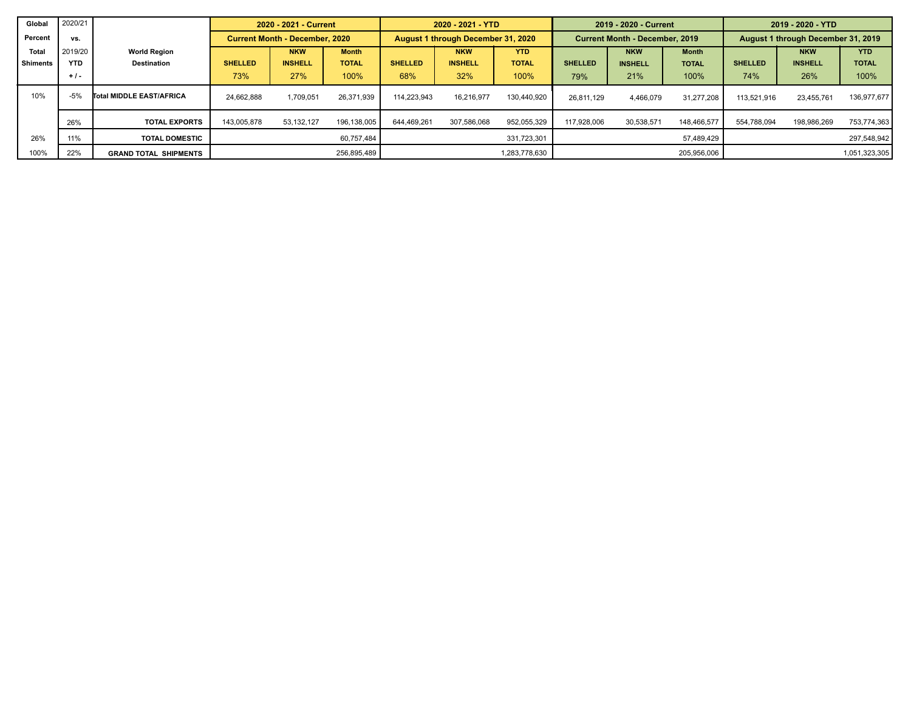| Global Percent Total Shiments | 2020/21 vs. 2019/20 YTD + / - | World Region Destination | 2020 - 2021 - Current Current Month - December, 2020 | | | 2020 - 2021 - YTD August 1 through December 31, 2020 | | | 2019 - 2020 - Current Current Month - December, 2019 | | | 2019 - 2020 - YTD August 1 through December 31, 2019 | | |
|---|---|---|---|---|---|---|---|---|---|---|---|---|---|---|
| | | | SHELLED 73% | NKW INSHELL 27% | Month TOTAL 100% | SHELLED 68% | NKW INSHELL 32% | YTD TOTAL 100% | SHELLED 79% | NKW INSHELL 21% | Month TOTAL 100% | SHELLED 74% | NKW INSHELL 26% | YTD TOTAL 100% |
| 10% | -5% | Total MIDDLE EAST/AFRICA | 24,662,888 | 1,709,051 | 26,371,939 | 114,223,943 | 16,216,977 | 130,440,920 | 26,811,129 | 4,466,079 | 31,277,208 | 113,521,916 | 23,455,761 | 136,977,677 |
| | 26% | TOTAL EXPORTS | 143,005,878 | 53,132,127 | 196,138,005 | 644,469,261 | 307,586,068 | 952,055,329 | 117,928,006 | 30,538,571 | 148,466,577 | 554,788,094 | 198,986,269 | 753,774,363 |
| 26% | 11% | TOTAL DOMESTIC | | | 60,757,484 | | | 331,723,301 | | | 57,489,429 | | | 297,548,942 |
| 100% | 22% | GRAND TOTAL SHIPMENTS | | | 256,895,489 | | | 1,283,778,630 | | | 205,956,006 | | | 1,051,323,305 |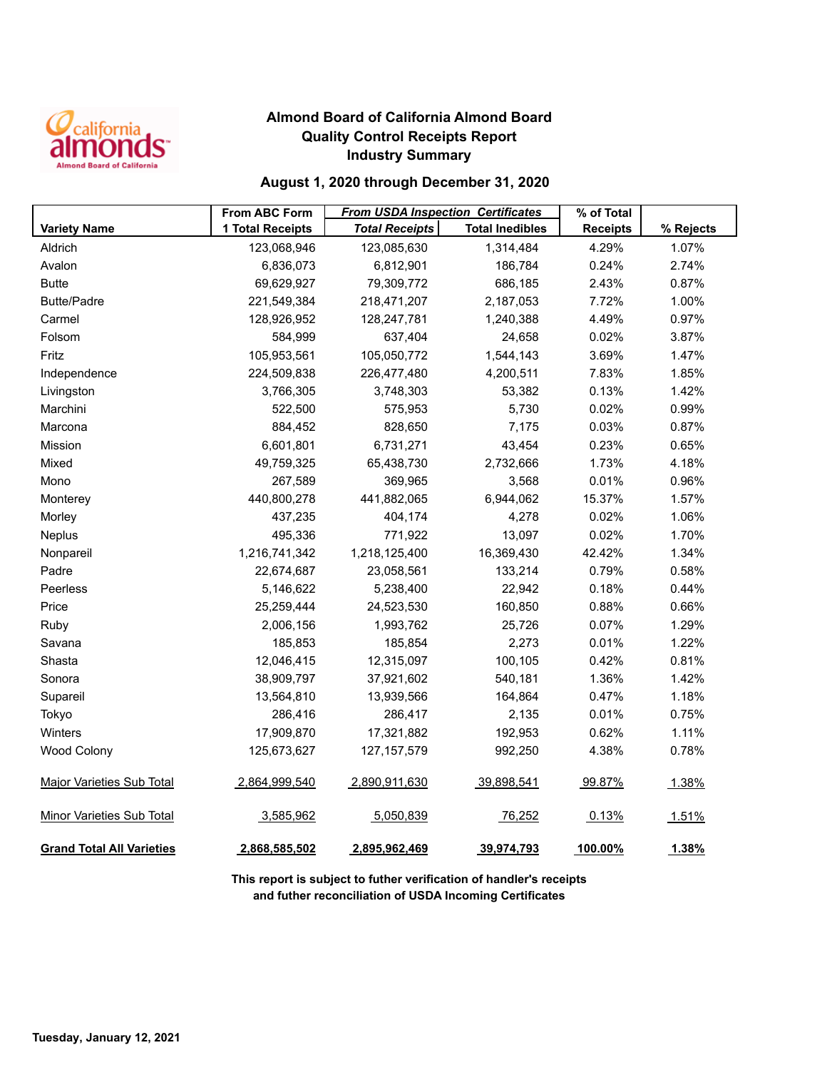# Almond Board of California Almond Board
## Quality Control Receipts Report
## Industry Summary

### August 1, 2020 through December 31, 2020

| Variety Name | From ABC Form 1 Total Receipts | *From USDA Inspection Certificates* Total Receipts | Total Inedibles | % of Total Receipts | % Rejects |
|---|---|---|---|---|---|
| Aldrich | 123,068,946 | 123,085,630 | 1,314,484 | 4.29% | 1.07% |
| Avalon | 6,836,073 | 6,812,901 | 186,784 | 0.24% | 2.74% |
| Butte | 69,629,927 | 79,309,772 | 686,185 | 2.43% | 0.87% |
| Butte/Padre | 221,549,384 | 218,471,207 | 2,187,053 | 7.72% | 1.00% |
| Carmel | 128,926,952 | 128,247,781 | 1,240,388 | 4.49% | 0.97% |
| Folsom | 584,999 | 637,404 | 24,658 | 0.02% | 3.87% |
| Fritz | 105,953,561 | 105,050,772 | 1,544,143 | 3.69% | 1.47% |
| Independence | 224,509,838 | 226,477,480 | 4,200,511 | 7.83% | 1.85% |
| Livingston | 3,766,305 | 3,748,303 | 53,382 | 0.13% | 1.42% |
| Marchini | 522,500 | 575,953 | 5,730 | 0.02% | 0.99% |
| Marcona | 884,452 | 828,650 | 7,175 | 0.03% | 0.87% |
| Mission | 6,601,801 | 6,731,271 | 43,454 | 0.23% | 0.65% |
| Mixed | 49,759,325 | 65,438,730 | 2,732,666 | 1.73% | 4.18% |
| Mono | 267,589 | 369,965 | 3,568 | 0.01% | 0.96% |
| Monterey | 440,800,278 | 441,882,065 | 6,944,062 | 15.37% | 1.57% |
| Morley | 437,235 | 404,174 | 4,278 | 0.02% | 1.06% |
| Neplus | 495,336 | 771,922 | 13,097 | 0.02% | 1.70% |
| Nonpareil | 1,216,741,342 | 1,218,125,400 | 16,369,430 | 42.42% | 1.34% |
| Padre | 22,674,687 | 23,058,561 | 133,214 | 0.79% | 0.58% |
| Peerless | 5,146,622 | 5,238,400 | 22,942 | 0.18% | 0.44% |
| Price | 25,259,444 | 24,523,530 | 160,850 | 0.88% | 0.66% |
| Ruby | 2,006,156 | 1,993,762 | 25,726 | 0.07% | 1.29% |
| Savana | 185,853 | 185,854 | 2,273 | 0.01% | 1.22% |
| Shasta | 12,046,415 | 12,315,097 | 100,105 | 0.42% | 0.81% |
| Sonora | 38,909,797 | 37,921,602 | 540,181 | 1.36% | 1.42% |
| Supareil | 13,564,810 | 13,939,566 | 164,864 | 0.47% | 1.18% |
| Tokyo | 286,416 | 286,417 | 2,135 | 0.01% | 0.75% |
| Winters | 17,909,870 | 17,321,882 | 192,953 | 0.62% | 1.11% |
| Wood Colony | 125,673,627 | 127,157,579 | 992,250 | 4.38% | 0.78% |
| Major Varieties Sub Total | 2,864,999,540 | 2,890,911,630 | 39,898,541 | 99.87% | 1.38% |
| Minor Varieties Sub Total | 3,585,962 | 5,050,839 | 76,252 | 0.13% | 1.51% |
| **Grand Total All Varieties** | **2,868,585,502** | **2,895,962,469** | **39,974,793** | **100.00%** | **1.38%** |

**This report is subject to futher verification of handler's receipts and futher reconciliation of USDA Incoming Certificates**

**Tuesday, January 12, 2021**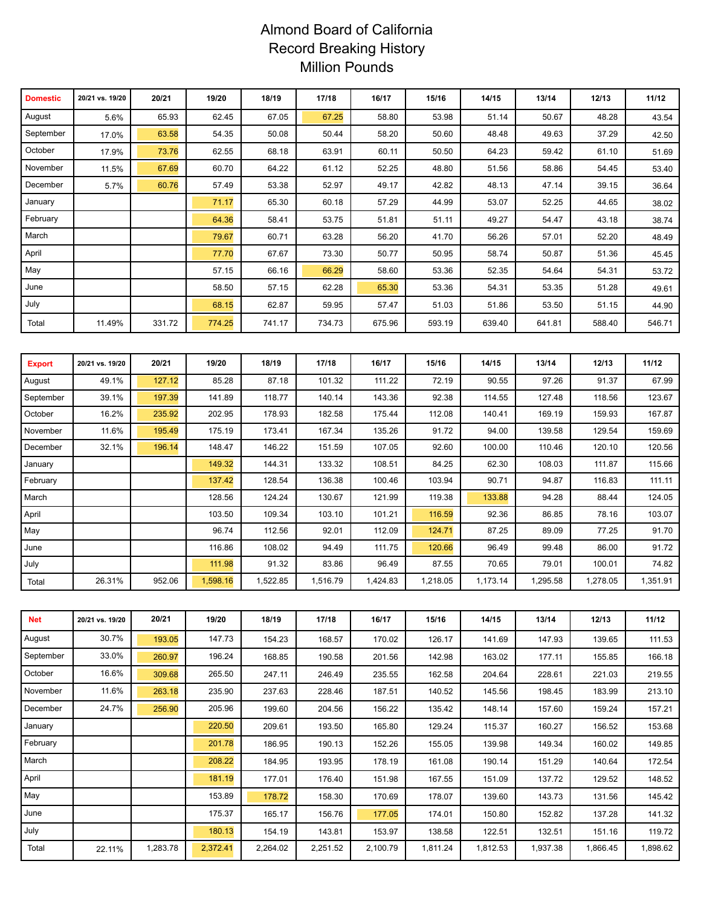# Almond Board of California
## Record Breaking History
### Million Pounds

| Domestic | 20/21 vs. 19/20 | 20/21 | 19/20 | 18/19 | 17/18 | 16/17 | 15/16 | 14/15 | 13/14 | 12/13 | 11/12 |
|---|---|---|---|---|---|---|---|---|---|---|---|
| August | 5.6% | 65.93 | 62.45 | 67.05 | 67.25 | 58.80 | 53.98 | 51.14 | 50.67 | 48.28 | 43.54 |
| September | 17.0% | 63.58 | 54.35 | 50.08 | 50.44 | 58.20 | 50.60 | 48.48 | 49.63 | 37.29 | 42.50 |
| October | 17.9% | 73.76 | 62.55 | 68.18 | 63.91 | 60.11 | 50.50 | 64.23 | 59.42 | 61.10 | 51.69 |
| November | 11.5% | 67.69 | 60.70 | 64.22 | 61.12 | 52.25 | 48.80 | 51.56 | 58.86 | 54.45 | 53.40 |
| December | 5.7% | 60.76 | 57.49 | 53.38 | 52.97 | 49.17 | 42.82 | 48.13 | 47.14 | 39.15 | 36.64 |
| January | | | 71.17 | 65.30 | 60.18 | 57.29 | 44.99 | 53.07 | 52.25 | 44.65 | 38.02 |
| February | | | 64.36 | 58.41 | 53.75 | 51.81 | 51.11 | 49.27 | 54.47 | 43.18 | 38.74 |
| March | | | 79.67 | 60.71 | 63.28 | 56.20 | 41.70 | 56.26 | 57.01 | 52.20 | 48.49 |
| April | | | 77.70 | 67.67 | 73.30 | 50.77 | 50.95 | 58.74 | 50.87 | 51.36 | 45.45 |
| May | | | 57.15 | 66.16 | 66.29 | 58.60 | 53.36 | 52.35 | 54.64 | 54.31 | 53.72 |
| June | | | 58.50 | 57.15 | 62.28 | 65.30 | 53.36 | 54.31 | 53.35 | 51.28 | 49.61 |
| July | | | 68.15 | 62.87 | 59.95 | 57.47 | 51.03 | 51.86 | 53.50 | 51.15 | 44.90 |
| Total | 11.49% | 331.72 | 774.25 | 741.17 | 734.73 | 675.96 | 593.19 | 639.40 | 641.81 | 588.40 | 546.71 |

| Export | 20/21 vs. 19/20 | 20/21 | 19/20 | 18/19 | 17/18 | 16/17 | 15/16 | 14/15 | 13/14 | 12/13 | 11/12 |
|---|---|---|---|---|---|---|---|---|---|---|---|
| August | 49.1% | 127.12 | 85.28 | 87.18 | 101.32 | 111.22 | 72.19 | 90.55 | 97.26 | 91.37 | 67.99 |
| September | 39.1% | 197.39 | 141.89 | 118.77 | 140.14 | 143.36 | 92.38 | 114.55 | 127.48 | 118.56 | 123.67 |
| October | 16.2% | 235.92 | 202.95 | 178.93 | 182.58 | 175.44 | 112.08 | 140.41 | 169.19 | 159.93 | 167.87 |
| November | 11.6% | 195.49 | 175.19 | 173.41 | 167.34 | 135.26 | 91.72 | 94.00 | 139.58 | 129.54 | 159.69 |
| December | 32.1% | 196.14 | 148.47 | 146.22 | 151.59 | 107.05 | 92.60 | 100.00 | 110.46 | 120.10 | 120.56 |
| January | | | 149.32 | 144.31 | 133.32 | 108.51 | 84.25 | 62.30 | 108.03 | 111.87 | 115.66 |
| February | | | 137.42 | 128.54 | 136.38 | 100.46 | 103.94 | 90.71 | 94.87 | 116.83 | 111.11 |
| March | | | 128.56 | 124.24 | 130.67 | 121.99 | 119.38 | 133.88 | 94.28 | 88.44 | 124.05 |
| April | | | 103.50 | 109.34 | 103.10 | 101.21 | 116.59 | 92.36 | 86.85 | 78.16 | 103.07 |
| May | | | 96.74 | 112.56 | 92.01 | 112.09 | 124.71 | 87.25 | 89.09 | 77.25 | 91.70 |
| June | | | 116.86 | 108.02 | 94.49 | 111.75 | 120.66 | 96.49 | 99.48 | 86.00 | 91.72 |
| July | | | 111.98 | 91.32 | 83.86 | 96.49 | 87.55 | 70.65 | 79.01 | 100.01 | 74.82 |
| Total | 26.31% | 952.06 | 1,598.16 | 1,522.85 | 1,516.79 | 1,424.83 | 1,218.05 | 1,173.14 | 1,295.58 | 1,278.05 | 1,351.91 |

| Net | 20/21 vs. 19/20 | 20/21 | 19/20 | 18/19 | 17/18 | 16/17 | 15/16 | 14/15 | 13/14 | 12/13 | 11/12 |
|---|---|---|---|---|---|---|---|---|---|---|---|
| August | 30.7% | 193.05 | 147.73 | 154.23 | 168.57 | 170.02 | 126.17 | 141.69 | 147.93 | 139.65 | 111.53 |
| September | 33.0% | 260.97 | 196.24 | 168.85 | 190.58 | 201.56 | 142.98 | 163.02 | 177.11 | 155.85 | 166.18 |
| October | 16.6% | 309.68 | 265.50 | 247.11 | 246.49 | 235.55 | 162.58 | 204.64 | 228.61 | 221.03 | 219.55 |
| November | 11.6% | 263.18 | 235.90 | 237.63 | 228.46 | 187.51 | 140.52 | 145.56 | 198.45 | 183.99 | 213.10 |
| December | 24.7% | 256.90 | 205.96 | 199.60 | 204.56 | 156.22 | 135.42 | 148.14 | 157.60 | 159.24 | 157.21 |
| January | | | 220.50 | 209.61 | 193.50 | 165.80 | 129.24 | 115.37 | 160.27 | 156.52 | 153.68 |
| February | | | 201.78 | 186.95 | 190.13 | 152.26 | 155.05 | 139.98 | 149.34 | 160.02 | 149.85 |
| March | | | 208.22 | 184.95 | 193.95 | 178.19 | 161.08 | 190.14 | 151.29 | 140.64 | 172.54 |
| April | | | 181.19 | 177.01 | 176.40 | 151.98 | 167.55 | 151.09 | 137.72 | 129.52 | 148.52 |
| May | | | 153.89 | 178.72 | 158.30 | 170.69 | 178.07 | 139.60 | 143.73 | 131.56 | 145.42 |
| June | | | 175.37 | 165.17 | 156.76 | 177.05 | 174.01 | 150.80 | 152.82 | 137.28 | 141.32 |
| July | | | 180.13 | 154.19 | 143.81 | 153.97 | 138.58 | 122.51 | 132.51 | 151.16 | 119.72 |
| Total | 22.11% | 1,283.78 | 2,372.41 | 2,264.02 | 2,251.52 | 2,100.79 | 1,811.24 | 1,812.53 | 1,937.38 | 1,866.45 | 1,898.62 |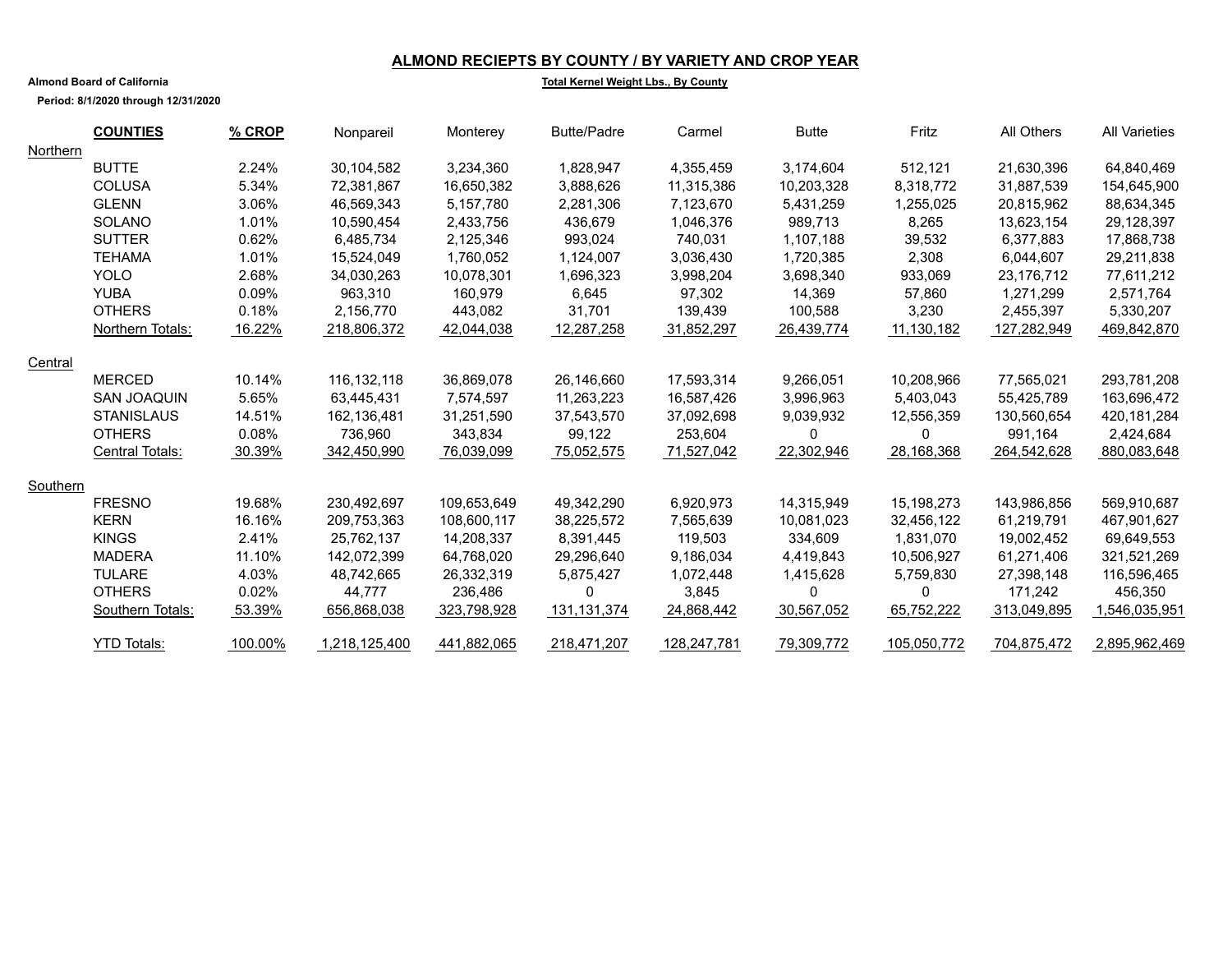## ALMOND RECIEPTS BY COUNTY / BY VARIETY AND CROP YEAR

**Almond Board of California**

**Total Kernel Weight Lbs., By County**

**Period: 8/1/2020 through 12/31/2020**

| | COUNTIES | % CROP | Nonpareil | Monterey | Butte/Padre | Carmel | Butte | Fritz | All Others | All Varieties |
|---|---|---|---|---|---|---|---|---|---|---|
| Northern | | | | | | | | | | |
| | BUTTE | 2.24% | 30,104,582 | 3,234,360 | 1,828,947 | 4,355,459 | 3,174,604 | 512,121 | 21,630,396 | 64,840,469 |
| | COLUSA | 5.34% | 72,381,867 | 16,650,382 | 3,888,626 | 11,315,386 | 10,203,328 | 8,318,772 | 31,887,539 | 154,645,900 |
| | GLENN | 3.06% | 46,569,343 | 5,157,780 | 2,281,306 | 7,123,670 | 5,431,259 | 1,255,025 | 20,815,962 | 88,634,345 |
| | SOLANO | 1.01% | 10,590,454 | 2,433,756 | 436,679 | 1,046,376 | 989,713 | 8,265 | 13,623,154 | 29,128,397 |
| | SUTTER | 0.62% | 6,485,734 | 2,125,346 | 993,024 | 740,031 | 1,107,188 | 39,532 | 6,377,883 | 17,868,738 |
| | TEHAMA | 1.01% | 15,524,049 | 1,760,052 | 1,124,007 | 3,036,430 | 1,720,385 | 2,308 | 6,044,607 | 29,211,838 |
| | YOLO | 2.68% | 34,030,263 | 10,078,301 | 1,696,323 | 3,998,204 | 3,698,340 | 933,069 | 23,176,712 | 77,611,212 |
| | YUBA | 0.09% | 963,310 | 160,979 | 6,645 | 97,302 | 14,369 | 57,860 | 1,271,299 | 2,571,764 |
| | OTHERS | 0.18% | 2,156,770 | 443,082 | 31,701 | 139,439 | 100,588 | 3,230 | 2,455,397 | 5,330,207 |
| | Northern Totals: | 16.22% | 218,806,372 | 42,044,038 | 12,287,258 | 31,852,297 | 26,439,774 | 11,130,182 | 127,282,949 | 469,842,870 |
| Central | | | | | | | | | | |
| | MERCED | 10.14% | 116,132,118 | 36,869,078 | 26,146,660 | 17,593,314 | 9,266,051 | 10,208,966 | 77,565,021 | 293,781,208 |
| | SAN JOAQUIN | 5.65% | 63,445,431 | 7,574,597 | 11,263,223 | 16,587,426 | 3,996,963 | 5,403,043 | 55,425,789 | 163,696,472 |
| | STANISLAUS | 14.51% | 162,136,481 | 31,251,590 | 37,543,570 | 37,092,698 | 9,039,932 | 12,556,359 | 130,560,654 | 420,181,284 |
| | OTHERS | 0.08% | 736,960 | 343,834 | 99,122 | 253,604 | 0 | 0 | 991,164 | 2,424,684 |
| | Central Totals: | 30.39% | 342,450,990 | 76,039,099 | 75,052,575 | 71,527,042 | 22,302,946 | 28,168,368 | 264,542,628 | 880,083,648 |
| Southern | | | | | | | | | | |
| | FRESNO | 19.68% | 230,492,697 | 109,653,649 | 49,342,290 | 6,920,973 | 14,315,949 | 15,198,273 | 143,986,856 | 569,910,687 |
| | KERN | 16.16% | 209,753,363 | 108,600,117 | 38,225,572 | 7,565,639 | 10,081,023 | 32,456,122 | 61,219,791 | 467,901,627 |
| | KINGS | 2.41% | 25,762,137 | 14,208,337 | 8,391,445 | 119,503 | 334,609 | 1,831,070 | 19,002,452 | 69,649,553 |
| | MADERA | 11.10% | 142,072,399 | 64,768,020 | 29,296,640 | 9,186,034 | 4,419,843 | 10,506,927 | 61,271,406 | 321,521,269 |
| | TULARE | 4.03% | 48,742,665 | 26,332,319 | 5,875,427 | 1,072,448 | 1,415,628 | 5,759,830 | 27,398,148 | 116,596,465 |
| | OTHERS | 0.02% | 44,777 | 236,486 | 0 | 3,845 | 0 | 0 | 171,242 | 456,350 |
| | Southern Totals: | 53.39% | 656,868,038 | 323,798,928 | 131,131,374 | 24,868,442 | 30,567,052 | 65,752,222 | 313,049,895 | 1,546,035,951 |
| | YTD Totals: | 100.00% | 1,218,125,400 | 441,882,065 | 218,471,207 | 128,247,781 | 79,309,772 | 105,050,772 | 704,875,472 | 2,895,962,469 |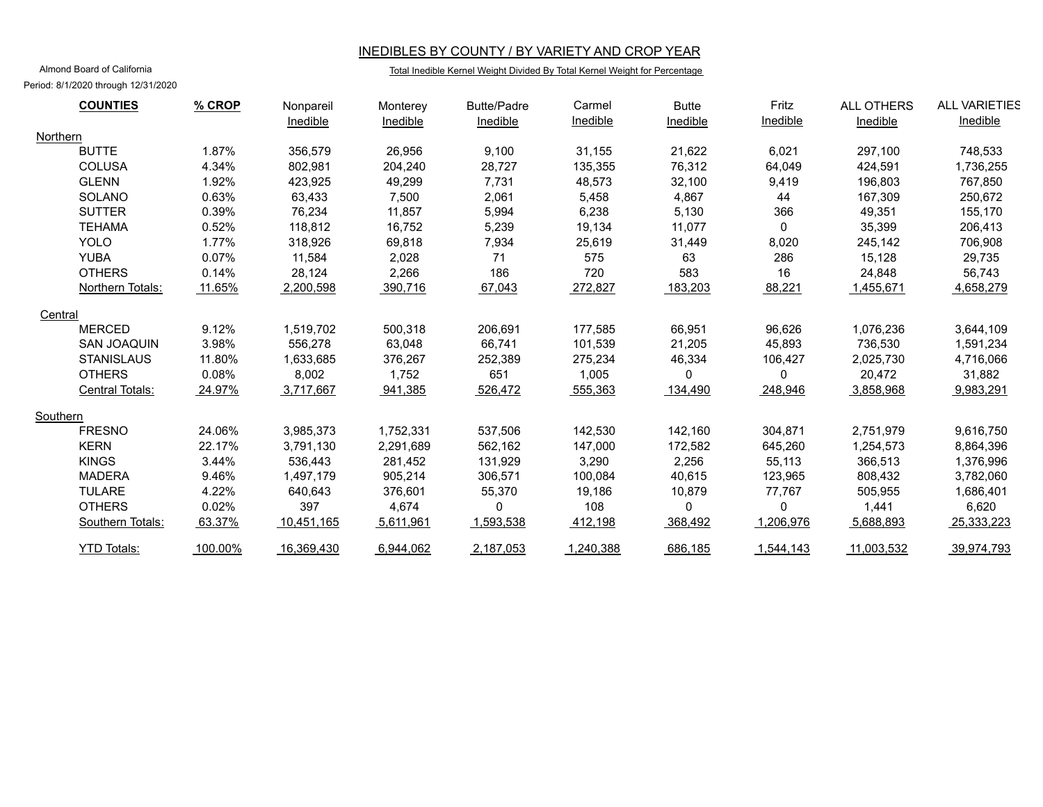# INEDIBLES BY COUNTY / BY VARIETY AND CROP YEAR

Almond Board of California

Period: 8/1/2020 through 12/31/2020

Total Inedible Kernel Weight Divided By Total Kernel Weight for Percentage

| COUNTIES | % CROP | Nonpareil Inedible | Monterey Inedible | Butte/Padre Inedible | Carmel Inedible | Butte Inedible | Fritz Inedible | ALL OTHERS Inedible | ALL VARIETIES Inedible |
|---|---|---|---|---|---|---|---|---|---|
| **Northern** | | | | | | | | | |
| BUTTE | 1.87% | 356,579 | 26,956 | 9,100 | 31,155 | 21,622 | 6,021 | 297,100 | 748,533 |
| COLUSA | 4.34% | 802,981 | 204,240 | 28,727 | 135,355 | 76,312 | 64,049 | 424,591 | 1,736,255 |
| GLENN | 1.92% | 423,925 | 49,299 | 7,731 | 48,573 | 32,100 | 9,419 | 196,803 | 767,850 |
| SOLANO | 0.63% | 63,433 | 7,500 | 2,061 | 5,458 | 4,867 | 44 | 167,309 | 250,672 |
| SUTTER | 0.39% | 76,234 | 11,857 | 5,994 | 6,238 | 5,130 | 366 | 49,351 | 155,170 |
| TEHAMA | 0.52% | 118,812 | 16,752 | 5,239 | 19,134 | 11,077 | 0 | 35,399 | 206,413 |
| YOLO | 1.77% | 318,926 | 69,818 | 7,934 | 25,619 | 31,449 | 8,020 | 245,142 | 706,908 |
| YUBA | 0.07% | 11,584 | 2,028 | 71 | 575 | 63 | 286 | 15,128 | 29,735 |
| OTHERS | 0.14% | 28,124 | 2,266 | 186 | 720 | 583 | 16 | 24,848 | 56,743 |
| Northern Totals: | 11.65% | 2,200,598 | 390,716 | 67,043 | 272,827 | 183,203 | 88,221 | 1,455,671 | 4,658,279 |
| **Central** | | | | | | | | | |
| MERCED | 9.12% | 1,519,702 | 500,318 | 206,691 | 177,585 | 66,951 | 96,626 | 1,076,236 | 3,644,109 |
| SAN JOAQUIN | 3.98% | 556,278 | 63,048 | 66,741 | 101,539 | 21,205 | 45,893 | 736,530 | 1,591,234 |
| STANISLAUS | 11.80% | 1,633,685 | 376,267 | 252,389 | 275,234 | 46,334 | 106,427 | 2,025,730 | 4,716,066 |
| OTHERS | 0.08% | 8,002 | 1,752 | 651 | 1,005 | 0 | 0 | 20,472 | 31,882 |
| Central Totals: | 24.97% | 3,717,667 | 941,385 | 526,472 | 555,363 | 134,490 | 248,946 | 3,858,968 | 9,983,291 |
| **Southern** | | | | | | | | | |
| FRESNO | 24.06% | 3,985,373 | 1,752,331 | 537,506 | 142,530 | 142,160 | 304,871 | 2,751,979 | 9,616,750 |
| KERN | 22.17% | 3,791,130 | 2,291,689 | 562,162 | 147,000 | 172,582 | 645,260 | 1,254,573 | 8,864,396 |
| KINGS | 3.44% | 536,443 | 281,452 | 131,929 | 3,290 | 2,256 | 55,113 | 366,513 | 1,376,996 |
| MADERA | 9.46% | 1,497,179 | 905,214 | 306,571 | 100,084 | 40,615 | 123,965 | 808,432 | 3,782,060 |
| TULARE | 4.22% | 640,643 | 376,601 | 55,370 | 19,186 | 10,879 | 77,767 | 505,955 | 1,686,401 |
| OTHERS | 0.02% | 397 | 4,674 | 0 | 108 | 0 | 0 | 1,441 | 6,620 |
| Southern Totals: | 63.37% | 10,451,165 | 5,611,961 | 1,593,538 | 412,198 | 368,492 | 1,206,976 | 5,688,893 | 25,333,223 |
| YTD Totals: | 100.00% | 16,369,430 | 6,944,062 | 2,187,053 | 1,240,388 | 686,185 | 1,544,143 | 11,003,532 | 39,974,793 |